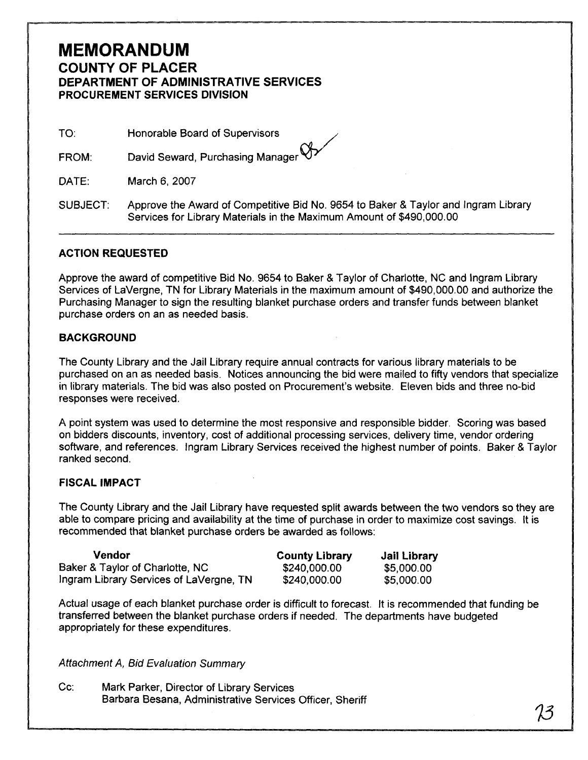# MEMORANDUM
## COUNTY OF PLACER
### DEPARTMENT OF ADMINISTRATIVE SERVICES
### PROCUREMENT SERVICES DIVISION

TO: Honorable Board of Supervisors

FROM: David Seward, Purchasing Manager

DATE: March 6, 2007

SUBJECT: Approve the Award of Competitive Bid No. 9654 to Baker & Taylor and Ingram Library Services for Library Materials in the Maximum Amount of $490,000.00

---

### ACTION REQUESTED

Approve the award of competitive Bid No. 9654 to Baker & Taylor of Charlotte, NC and Ingram Library Services of LaVergne, TN for Library Materials in the maximum amount of $490,000.00 and authorize the Purchasing Manager to sign the resulting blanket purchase orders and transfer funds between blanket purchase orders on an as needed basis.

### BACKGROUND

The County Library and the Jail Library require annual contracts for various library materials to be purchased on an as needed basis. Notices announcing the bid were mailed to fifty vendors that specialize in library materials. The bid was also posted on Procurement's website. Eleven bids and three no-bid responses were received.

A point system was used to determine the most responsive and responsible bidder. Scoring was based on bidders discounts, inventory, cost of additional processing services, delivery time, vendor ordering software, and references. Ingram Library Services received the highest number of points. Baker & Taylor ranked second.

### FISCAL IMPACT

The County Library and the Jail Library have requested split awards between the two vendors so they are able to compare pricing and availability at the time of purchase in order to maximize cost savings. It is recommended that blanket purchase orders be awarded as follows:

| Vendor | County Library | Jail Library |
|---|---|---|
| Baker & Taylor of Charlotte, NC | $240,000.00 | $5,000.00 |
| Ingram Library Services of LaVergne, TN | $240,000.00 | $5,000.00 |

Actual usage of each blanket purchase order is difficult to forecast. It is recommended that funding be transferred between the blanket purchase orders if needed. The departments have budgeted appropriately for these expenditures.

*Attachment A, Bid Evaluation Summary*

Cc: Mark Parker, Director of Library Services
Barbara Besana, Administrative Services Officer, Sheriff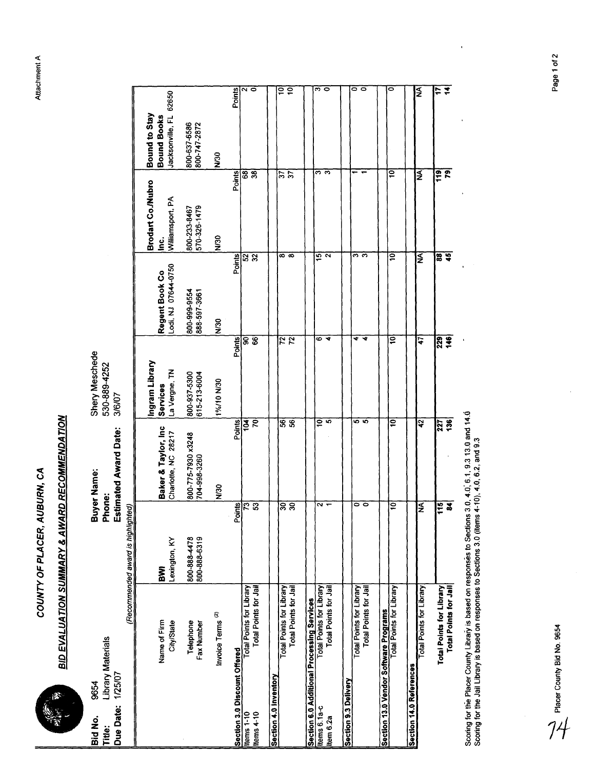# COUNTY OF PLACER, AUBURN, CA

## BID EVALUATION SUMMARY & AWARD RECOMMENDATION

**Bid No.** 9654
**Title:** Library Materials
**Due Date:** 1/25/07

**Buyer Name:** Shery Meschede
**Phone:** 530-889-4252
**Estimated Award Date:** 3/6/07

(Recommended award is highlighted)

| | BWI | | Baker & Taylor, Inc | | Ingram Library Services | | Regent Book Co | | Brodart Co./Nubro Inc. | | Bound to Stay Bound Books | |
|---|---|---|---|---|---|---|---|---|---|---|---|---|
| Name of Firm / City/State | Lexington, KY | | Charlotte, NC 28217 | | La Vergne, TN | | Lodi, NJ 07644-0750 | | Williamsport, PA | | Jacksonville, FL 62650 | |
| Telephone | 800-888-4478 | | 800-775-7930 x3248 | | 800-937-5300 | | 800-999-9554 | | 800-233-8467 | | 800-637-6586 | |
| Fax Number | 800-888-6319 | | 704-998-3260 | | 615-213-6004 | | 888-597-3661 | | 570-326-1479 | | 800-747-2872 | |
| Invoice Terms [(2)] | | | N/30 | | 1%/10 N/30 | | N/30 | | N/30 | | N/30 | |
| | | Points | | Points | | Points | | Points | | Points | | Points |
| **Section 3.0 Discount Offered** | | | | | | | | | | | | |
| Items 1-10 — Total Points for Library | | 73 | | 104 | | 90 | | 52 | | 68 | | 2 |
| Items 4-10 — Total Points for Jail | | 53 | | 70 | | 66 | | 32 | | 38 | | 0 |
| **Section 4.0 Inventory** | | | | | | | | | | | | |
| Total Points for Library | | 30 | | 56 | | 72 | | 8 | | 37 | | 10 |
| Total Points for Jail | | 30 | | 56 | | 72 | | 8 | | 37 | | 10 |
| **Section 6.0 Additional Processing Services** | | | | | | | | | | | | |
| Items 6.1a-c — Total Points for Library | | 2 | | 10 | | 6 | | 15 | | 3 | | 3 |
| Item 6.2a — Total Points for Jail | | 1 | | 5 | | 4 | | 2 | | 3 | | 0 |
| **Section 9.3 Delivery** | | | | | | | | | | | | |
| Total Points for Library | | 0 | | 5 | | 4 | | 3 | | 1 | | 0 |
| Total Points for Jail | | 0 | | 5 | | 4 | | 3 | | 1 | | 0 |
| **Section 13.0 Vendor Software Programs** | | | | | | | | | | | | |
| Total Points for Library | | 10 | | 10 | | 10 | | 10 | | 10 | | 0 |
| **Section 14.0 References** | | | | | | | | | | | | |
| Total Points for Library | | NA | | 42 | | 47 | | NA | | NA | | NA |
| **Total Points for Library** | | **115** | | **227** | | **229** | | **88** | | **119** | | **17** |
| **Total Points for Jail** | | **84** | | **136** | | **146** | | **45** | | **79** | | **14** |

Scoring for the Placer County Library is based on responses to Sections 3.0, 4.0, 6.1, 9.3 13.0 and 14.0
Scoring for the Jail Library is based on responses to Sections 3.0 (items 4-10), 4.0, 6.2, and 9.3

Attachment A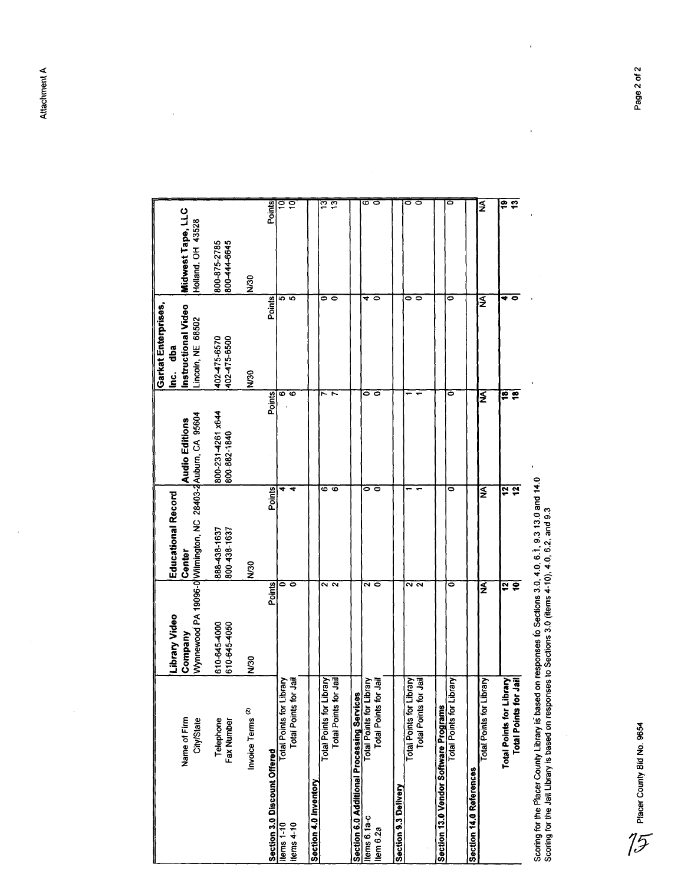Attachment A

| Name of Firm | Library Video Company | | Educational Record Center | | Audio Editions | | Garkat Enterprises, Inc. dba Instructional Video | | Midwest Tape, LLC | |
|---|---|---|---|---|---|---|---|---|---|---|
| City/State | Wynnewood PA 19096-0 | | Wilmington, NC 28403-2 | | Auburn, CA 95604 | | Lincoln, NE 68502 | | Holland, OH 43528 | |
| Telephone | 610-645-4000 | | 888-438-1637 | | 800-231-4261 x644 | | 402-475-6570 | | 800-875-2785 | |
| Fax Number | 610-645-4050 | | 800-438-1637 | | 800-882-1840 | | 402-475-6500 | | 800-444-6645 | |
| Invoice Terms [(2)] | N/30 | | N/30 | | | | N/30 | | N/30 | |
| **Section 3.0 Discount Offered** | | Points | | Points | | Points | | Points | | Points |
| Items 1-10 — Total Points for Library | | 0 | | 4 | | 6 | | 5 | | 10 |
| Items 4-10 — Total Points for Jail | | 0 | | 4 | | 6 | | 5 | | 10 |
| **Section 4.0 Inventory** | | | | | | | | | | |
| Total Points for Library | | 2 | | 6 | | 7 | | 0 | | 13 |
| Total Points for Jail | | 2 | | 6 | | 7 | | 0 | | 13 |
| **Section 6.0 Additional Processing Services** | | | | | | | | | | |
| Items 6.1a-c — Total Points for Library | | 2 | | 0 | | 0 | | 4 | | 6 |
| Item 6.2a — Total Points for Jail | | 0 | | 0 | | 0 | | 0 | | 0 |
| **Section 9.3 Delivery** | | | | | | | | | | |
| Total Points for Library | | 2 | | 1 | | 1 | | 0 | | 0 |
| Total Points for Jail | | 2 | | 1 | | 1 | | 0 | | 0 |
| **Section 13.0 Vendor Software Programs** | | | | | | | | | | |
| Total Points for Library | | 0 | | 0 | | 0 | | 0 | | 0 |
| **Section 14.0 References** | | | | | | | | | | |
| Total Points for Library | | NA | | NA | | NA | | NA | | NA |
| **Total Points for Library** | | **12** | | **12** | | **18** | | **4** | | **19** |
| **Total Points for Jail** | | **10** | | **12** | | **18** | | **0** | | **13** |

Scoring for the Placer County Library is based on responses to Sections 3.0, 4.0, 6.1, 9.3 13.0 and 14.0
Scoring for the Jail Library is based on responses to Sections 3.0 (items 4-10), 4.0, 6.2, and 9.3

Placer County Bid No. 9654